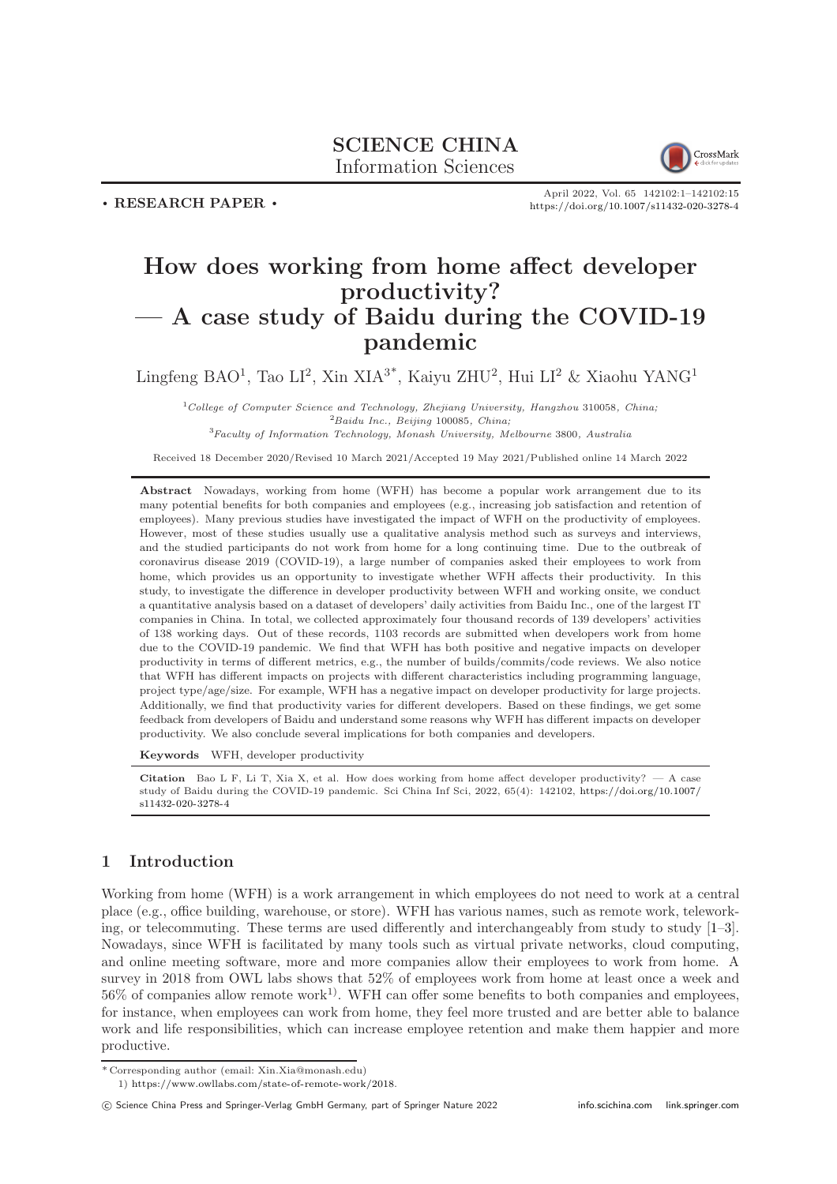**SCIENCE CHINA**
**Information Sciences**

• RESEARCH PAPER •

April 2022, Vol. 65 142102:1–142102:15
https://doi.org/10.1007/s11432-020-3278-4

# How does working from home affect developer productivity? — A case study of Baidu during the COVID-19 pandemic

Lingfeng BAO[1], Tao LI[2], Xin XIA[3*], Kaiyu ZHU[2], Hui LI[2] & Xiaohu YANG[1]

[1]*College of Computer Science and Technology, Zhejiang University, Hangzhou* 310058*, China;*
[2]*Baidu Inc., Beijing* 100085*, China;*
[3]*Faculty of Information Technology, Monash University, Melbourne* 3800*, Australia*

Received 18 December 2020/Revised 10 March 2021/Accepted 19 May 2021/Published online 14 March 2022

**Abstract** Nowadays, working from home (WFH) has become a popular work arrangement due to its many potential benefits for both companies and employees (e.g., increasing job satisfaction and retention of employees). Many previous studies have investigated the impact of WFH on the productivity of employees. However, most of these studies usually use a qualitative analysis method such as surveys and interviews, and the studied participants do not work from home for a long continuing time. Due to the outbreak of coronavirus disease 2019 (COVID-19), a large number of companies asked their employees to work from home, which provides us an opportunity to investigate whether WFH affects their productivity. In this study, to investigate the difference in developer productivity between WFH and working onsite, we conduct a quantitative analysis based on a dataset of developers' daily activities from Baidu Inc., one of the largest IT companies in China. In total, we collected approximately four thousand records of 139 developers' activities of 138 working days. Out of these records, 1103 records are submitted when developers work from home due to the COVID-19 pandemic. We find that WFH has both positive and negative impacts on developer productivity in terms of different metrics, e.g., the number of builds/commits/code reviews. We also notice that WFH has different impacts on projects with different characteristics including programming language, project type/age/size. For example, WFH has a negative impact on developer productivity for large projects. Additionally, we find that productivity varies for different developers. Based on these findings, we get some feedback from developers of Baidu and understand some reasons why WFH has different impacts on developer productivity. We also conclude several implications for both companies and developers.

**Keywords** WFH, developer productivity

**Citation** Bao L F, Li T, Xia X, et al. How does working from home affect developer productivity? — A case study of Baidu during the COVID-19 pandemic. Sci China Inf Sci, 2022, 65(4): 142102, https://doi.org/10.1007/s11432-020-3278-4

## 1 Introduction

Working from home (WFH) is a work arrangement in which employees do not need to work at a central place (e.g., office building, warehouse, or store). WFH has various names, such as remote work, teleworking, or telecommuting. These terms are used differently and interchangeably from study to study [1–3]. Nowadays, since WFH is facilitated by many tools such as virtual private networks, cloud computing, and online meeting software, more and more companies allow their employees to work from home. A survey in 2018 from OWL labs shows that 52% of employees work from home at least once a week and 56% of companies allow remote work[1)]. WFH can offer some benefits to both companies and employees, for instance, when employees can work from home, they feel more trusted and are better able to balance work and life responsibilities, which can increase employee retention and make them happier and more productive.

---

\* Corresponding author (email: Xin.Xia@monash.edu)

1) https://www.owllabs.com/state-of-remote-work/2018.

© Science China Press and Springer-Verlag GmbH Germany, part of Springer Nature 2022 info.scichina.com link.springer.com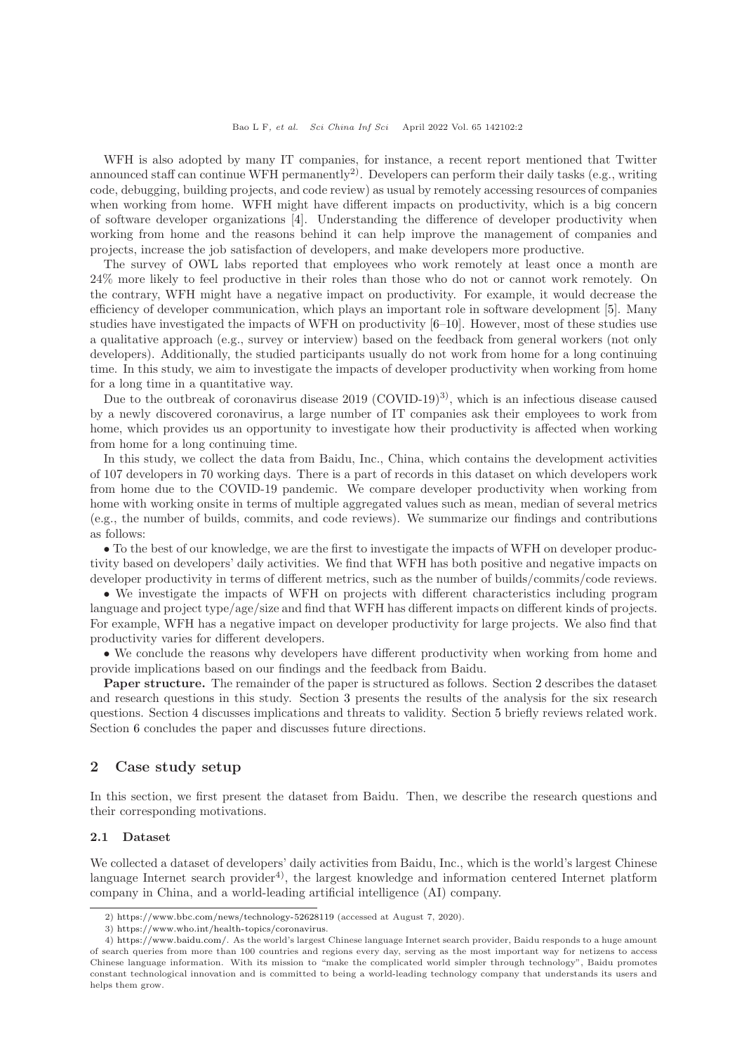WFH is also adopted by many IT companies, for instance, a recent report mentioned that Twitter announced staff can continue WFH permanently[2]. Developers can perform their daily tasks (e.g., writing code, debugging, building projects, and code review) as usual by remotely accessing resources of companies when working from home. WFH might have different impacts on productivity, which is a big concern of software developer organizations [4]. Understanding the difference of developer productivity when working from home and the reasons behind it can help improve the management of companies and projects, increase the job satisfaction of developers, and make developers more productive.

The survey of OWL labs reported that employees who work remotely at least once a month are 24% more likely to feel productive in their roles than those who do not or cannot work remotely. On the contrary, WFH might have a negative impact on productivity. For example, it would decrease the efficiency of developer communication, which plays an important role in software development [5]. Many studies have investigated the impacts of WFH on productivity [6–10]. However, most of these studies use a qualitative approach (e.g., survey or interview) based on the feedback from general workers (not only developers). Additionally, the studied participants usually do not work from home for a long continuing time. In this study, we aim to investigate the impacts of developer productivity when working from home for a long time in a quantitative way.

Due to the outbreak of coronavirus disease 2019 (COVID-19)[3], which is an infectious disease caused by a newly discovered coronavirus, a large number of IT companies ask their employees to work from home, which provides us an opportunity to investigate how their productivity is affected when working from home for a long continuing time.

In this study, we collect the data from Baidu, Inc., China, which contains the development activities of 107 developers in 70 working days. There is a part of records in this dataset on which developers work from home due to the COVID-19 pandemic. We compare developer productivity when working from home with working onsite in terms of multiple aggregated values such as mean, median of several metrics (e.g., the number of builds, commits, and code reviews). We summarize our findings and contributions as follows:

- To the best of our knowledge, we are the first to investigate the impacts of WFH on developer productivity based on developers' daily activities. We find that WFH has both positive and negative impacts on developer productivity in terms of different metrics, such as the number of builds/commits/code reviews.
- We investigate the impacts of WFH on projects with different characteristics including program language and project type/age/size and find that WFH has different impacts on different kinds of projects. For example, WFH has a negative impact on developer productivity for large projects. We also find that productivity varies for different developers.
- We conclude the reasons why developers have different productivity when working from home and provide implications based on our findings and the feedback from Baidu.

**Paper structure.** The remainder of the paper is structured as follows. Section 2 describes the dataset and research questions in this study. Section 3 presents the results of the analysis for the six research questions. Section 4 discusses implications and threats to validity. Section 5 briefly reviews related work. Section 6 concludes the paper and discusses future directions.

## 2 Case study setup

In this section, we first present the dataset from Baidu. Then, we describe the research questions and their corresponding motivations.

### 2.1 Dataset

We collected a dataset of developers' daily activities from Baidu, Inc., which is the world's largest Chinese language Internet search provider[4], the largest knowledge and information centered Internet platform company in China, and a world-leading artificial intelligence (AI) company.

---

2) https://www.bbc.com/news/technology-52628119 (accessed at August 7, 2020).

3) https://www.who.int/health-topics/coronavirus.

4) https://www.baidu.com/. As the world's largest Chinese language Internet search provider, Baidu responds to a huge amount of search queries from more than 100 countries and regions every day, serving as the most important way for netizens to access Chinese language information. With its mission to "make the complicated world simpler through technology", Baidu promotes constant technological innovation and is committed to being a world-leading technology company that understands its users and helps them grow.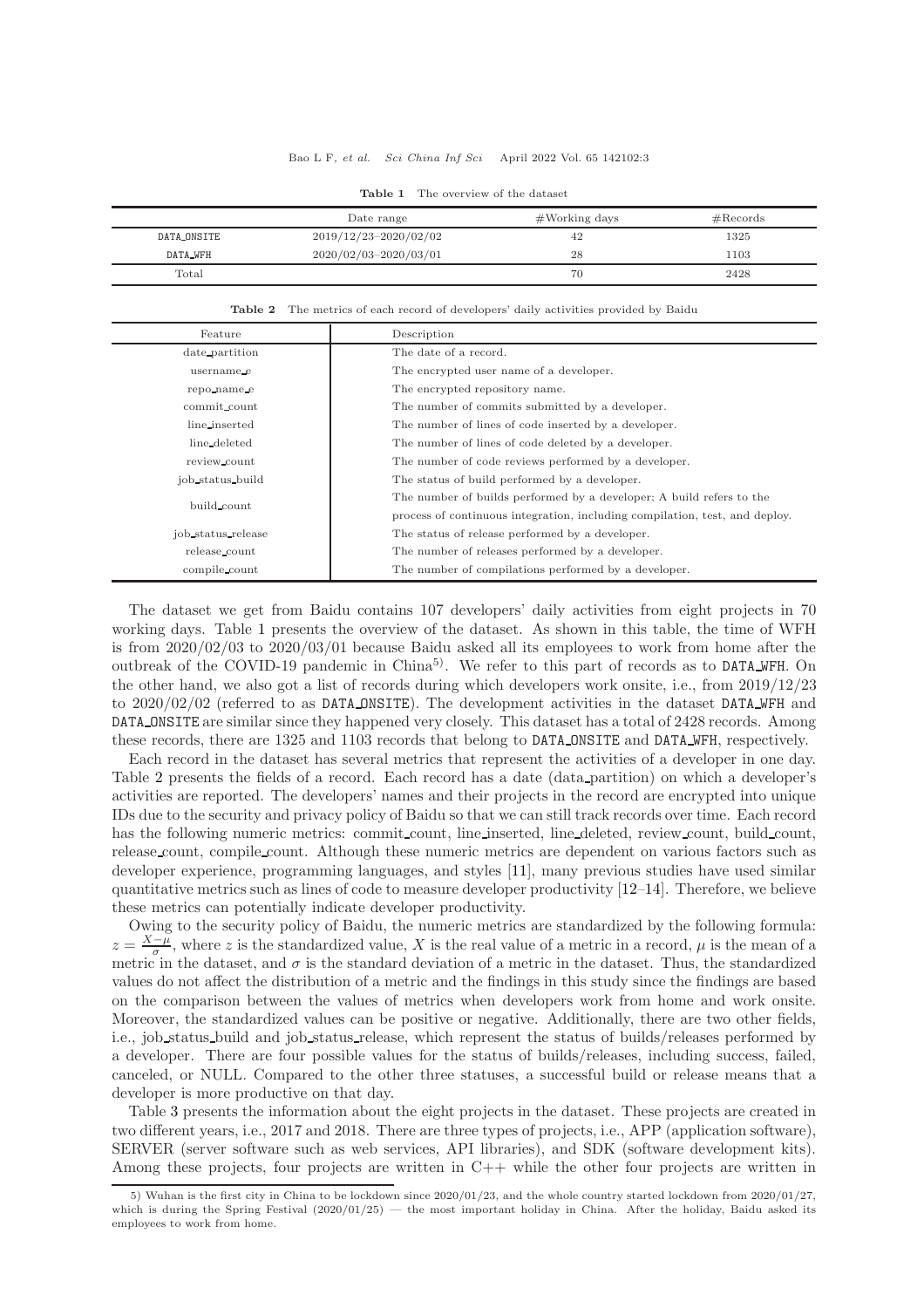**Table 1** The overview of the dataset

| | Date range | #Working days | #Records |
|---|---|---|---|
| DATA_ONSITE | 2019/12/23–2020/02/02 | 42 | 1325 |
| DATA_WFH | 2020/02/03–2020/03/01 | 28 | 1103 |
| Total | | 70 | 2428 |

**Table 2** The metrics of each record of developers' daily activities provided by Baidu

| Feature | Description |
|---|---|
| date_partition | The date of a record. |
| username_e | The encrypted user name of a developer. |
| repo_name_e | The encrypted repository name. |
| commit_count | The number of commits submitted by a developer. |
| line_inserted | The number of lines of code inserted by a developer. |
| line_deleted | The number of lines of code deleted by a developer. |
| review_count | The number of code reviews performed by a developer. |
| job_status_build | The status of build performed by a developer. |
| build_count | The number of builds performed by a developer; A build refers to the process of continuous integration, including compilation, test, and deploy. |
| job_status_release | The status of release performed by a developer. |
| release_count | The number of releases performed by a developer. |
| compile_count | The number of compilations performed by a developer. |

The dataset we get from Baidu contains 107 developers' daily activities from eight projects in 70 working days. Table 1 presents the overview of the dataset. As shown in this table, the time of WFH is from 2020/02/03 to 2020/03/01 because Baidu asked all its employees to work from home after the outbreak of the COVID-19 pandemic in China[5]). We refer to this part of records as to DATA_WFH. On the other hand, we also got a list of records during which developers work onsite, i.e., from 2019/12/23 to 2020/02/02 (referred to as DATA_ONSITE). The development activities in the dataset DATA_WFH and DATA_ONSITE are similar since they happened very closely. This dataset has a total of 2428 records. Among these records, there are 1325 and 1103 records that belong to DATA_ONSITE and DATA_WFH, respectively.

Each record in the dataset has several metrics that represent the activities of a developer in one day. Table 2 presents the fields of a record. Each record has a date (data_partition) on which a developer's activities are reported. The developers' names and their projects in the record are encrypted into unique IDs due to the security and privacy policy of Baidu so that we can still track records over time. Each record has the following numeric metrics: commit_count, line_inserted, line_deleted, review_count, build_count, release_count, compile_count. Although these numeric metrics are dependent on various factors such as developer experience, programming languages, and styles [11], many previous studies have used similar quantitative metrics such as lines of code to measure developer productivity [12–14]. Therefore, we believe these metrics can potentially indicate developer productivity.

Owing to the security policy of Baidu, the numeric metrics are standardized by the following formula: $z = \frac{X-\mu}{\sigma}$, where $z$ is the standardized value, $X$ is the real value of a metric in a record, $\mu$ is the mean of a metric in the dataset, and $\sigma$ is the standard deviation of a metric in the dataset. Thus, the standardized values do not affect the distribution of a metric and the findings in this study since the findings are based on the comparison between the values of metrics when developers work from home and work onsite. Moreover, the standardized values can be positive or negative. Additionally, there are two other fields, i.e., job_status_build and job_status_release, which represent the status of builds/releases performed by a developer. There are four possible values for the status of builds/releases, including success, failed, canceled, or NULL. Compared to the other three statuses, a successful build or release means that a developer is more productive on that day.

Table 3 presents the information about the eight projects in the dataset. These projects are created in two different years, i.e., 2017 and 2018. There are three types of projects, i.e., APP (application software), SERVER (server software such as web services, API libraries), and SDK (software development kits). Among these projects, four projects are written in C++ while the other four projects are written in

5) Wuhan is the first city in China to be lockdown since 2020/01/23, and the whole country started lockdown from 2020/01/27, which is during the Spring Festival (2020/01/25) — the most important holiday in China. After the holiday, Baidu asked its employees to work from home.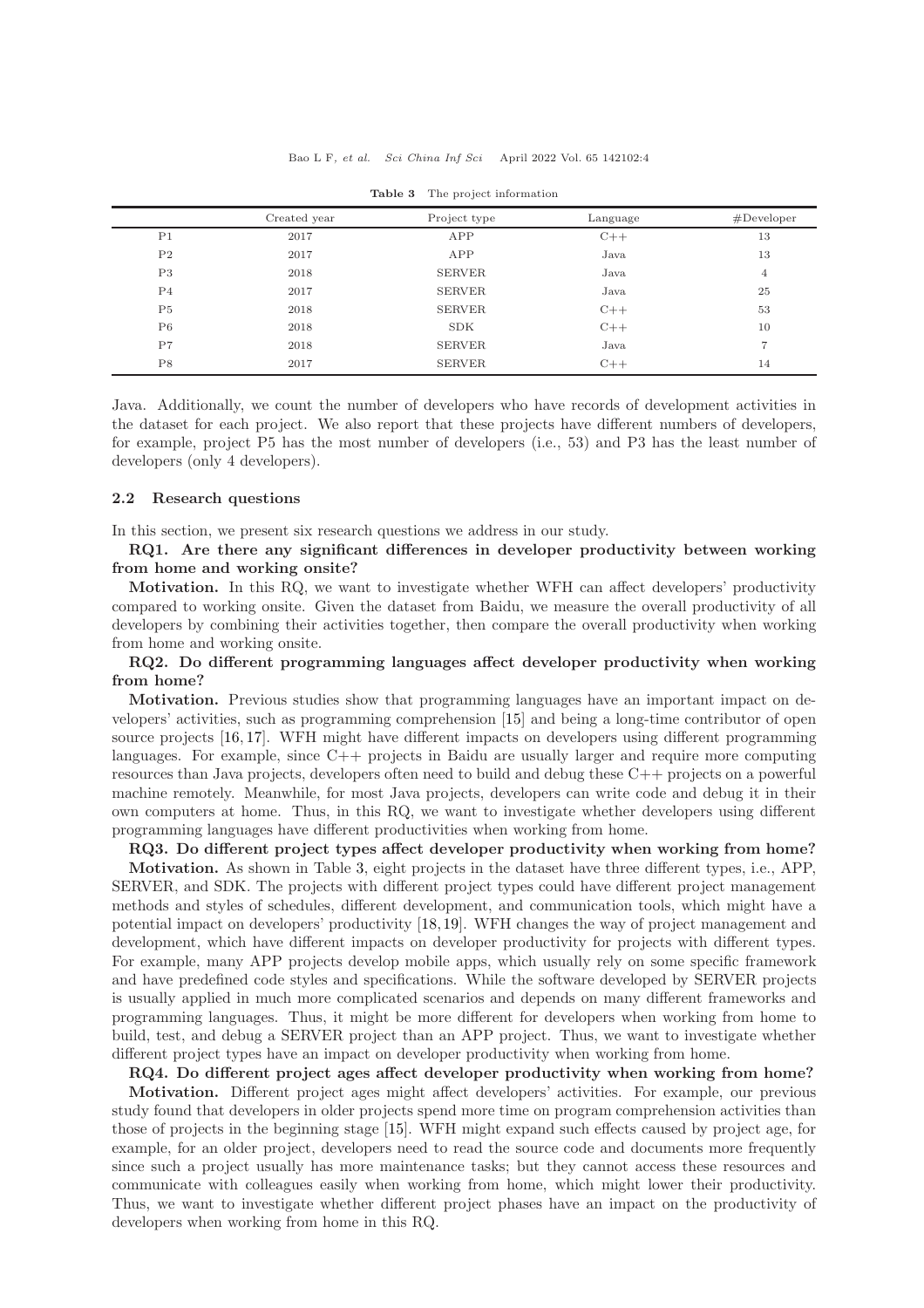**Table 3** The project information

| | Created year | Project type | Language | #Developer |
|---|---|---|---|---|
| P1 | 2017 | APP | C++ | 13 |
| P2 | 2017 | APP | Java | 13 |
| P3 | 2018 | SERVER | Java | 4 |
| P4 | 2017 | SERVER | Java | 25 |
| P5 | 2018 | SERVER | C++ | 53 |
| P6 | 2018 | SDK | C++ | 10 |
| P7 | 2018 | SERVER | Java | 7 |
| P8 | 2017 | SERVER | C++ | 14 |

Java. Additionally, we count the number of developers who have records of development activities in the dataset for each project. We also report that these projects have different numbers of developers, for example, project P5 has the most number of developers (i.e., 53) and P3 has the least number of developers (only 4 developers).

### 2.2 Research questions

In this section, we present six research questions we address in our study.

**RQ1. Are there any significant differences in developer productivity between working from home and working onsite?**

**Motivation.** In this RQ, we want to investigate whether WFH can affect developers' productivity compared to working onsite. Given the dataset from Baidu, we measure the overall productivity of all developers by combining their activities together, then compare the overall productivity when working from home and working onsite.

**RQ2. Do different programming languages affect developer productivity when working from home?**

**Motivation.** Previous studies show that programming languages have an important impact on developers' activities, such as programming comprehension [15] and being a long-time contributor of open source projects [16, 17]. WFH might have different impacts on developers using different programming languages. For example, since C++ projects in Baidu are usually larger and require more computing resources than Java projects, developers often need to build and debug these C++ projects on a powerful machine remotely. Meanwhile, for most Java projects, developers can write code and debug it in their own computers at home. Thus, in this RQ, we want to investigate whether developers using different programming languages have different productivities when working from home.

**RQ3. Do different project types affect developer productivity when working from home?**

**Motivation.** As shown in Table 3, eight projects in the dataset have three different types, i.e., APP, SERVER, and SDK. The projects with different project types could have different project management methods and styles of schedules, different development, and communication tools, which might have a potential impact on developers' productivity [18, 19]. WFH changes the way of project management and development, which have different impacts on developer productivity for projects with different types. For example, many APP projects develop mobile apps, which usually rely on some specific framework and have predefined code styles and specifications. While the software developed by SERVER projects is usually applied in much more complicated scenarios and depends on many different frameworks and programming languages. Thus, it might be more different for developers when working from home to build, test, and debug a SERVER project than an APP project. Thus, we want to investigate whether different project types have an impact on developer productivity when working from home.

**RQ4. Do different project ages affect developer productivity when working from home?**

**Motivation.** Different project ages might affect developers' activities. For example, our previous study found that developers in older projects spend more time on program comprehension activities than those of projects in the beginning stage [15]. WFH might expand such effects caused by project age, for example, for an older project, developers need to read the source code and documents more frequently since such a project usually has more maintenance tasks; but they cannot access these resources and communicate with colleagues easily when working from home, which might lower their productivity. Thus, we want to investigate whether different project phases have an impact on the productivity of developers when working from home in this RQ.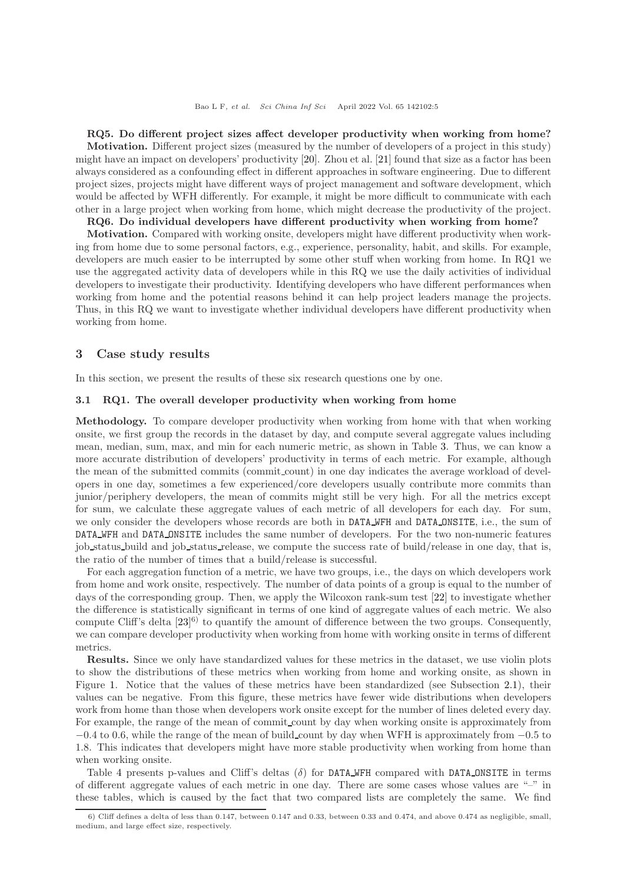**RQ5. Do different project sizes affect developer productivity when working from home?**

**Motivation.** Different project sizes (measured by the number of developers of a project in this study) might have an impact on developers' productivity [20]. Zhou et al. [21] found that size as a factor has been always considered as a confounding effect in different approaches in software engineering. Due to different project sizes, projects might have different ways of project management and software development, which would be affected by WFH differently. For example, it might be more difficult to communicate with each other in a large project when working from home, which might decrease the productivity of the project.

**RQ6. Do individual developers have different productivity when working from home?**

**Motivation.** Compared with working onsite, developers might have different productivity when working from home due to some personal factors, e.g., experience, personality, habit, and skills. For example, developers are much easier to be interrupted by some other stuff when working from home. In RQ1 we use the aggregated activity data of developers while in this RQ we use the daily activities of individual developers to investigate their productivity. Identifying developers who have different performances when working from home and the potential reasons behind it can help project leaders manage the projects. Thus, in this RQ we want to investigate whether individual developers have different productivity when working from home.

## 3 Case study results

In this section, we present the results of these six research questions one by one.

### 3.1 RQ1. The overall developer productivity when working from home

**Methodology.** To compare developer productivity when working from home with that when working onsite, we first group the records in the dataset by day, and compute several aggregate values including mean, median, sum, max, and min for each numeric metric, as shown in Table 3. Thus, we can know a more accurate distribution of developers' productivity in terms of each metric. For example, although the mean of the submitted commits (commit_count) in one day indicates the average workload of developers in one day, sometimes a few experienced/core developers usually contribute more commits than junior/periphery developers, the mean of commits might still be very high. For all the metrics except for sum, we calculate these aggregate values of each metric of all developers for each day. For sum, we only consider the developers whose records are both in `DATA_WFH` and `DATA_ONSITE`, i.e., the sum of `DATA_WFH` and `DATA_ONSITE` includes the same number of developers. For the two non-numeric features job_status_build and job_status_release, we compute the success rate of build/release in one day, that is, the ratio of the number of times that a build/release is successful.

For each aggregation function of a metric, we have two groups, i.e., the days on which developers work from home and work onsite, respectively. The number of data points of a group is equal to the number of days of the corresponding group. Then, we apply the Wilcoxon rank-sum test [22] to investigate whether the difference is statistically significant in terms of one kind of aggregate values of each metric. We also compute Cliff's delta [23][6] to quantify the amount of difference between the two groups. Consequently, we can compare developer productivity when working from home with working onsite in terms of different metrics.

**Results.** Since we only have standardized values for these metrics in the dataset, we use violin plots to show the distributions of these metrics when working from home and working onsite, as shown in Figure 1. Notice that the values of these metrics have been standardized (see Subsection 2.1), their values can be negative. From this figure, these metrics have fewer wide distributions when developers work from home than those when developers work onsite except for the number of lines deleted every day. For example, the range of the mean of commit_count by day when working onsite is approximately from $-0.4$ to 0.6, while the range of the mean of build_count by day when WFH is approximately from $-0.5$ to 1.8. This indicates that developers might have more stable productivity when working from home than when working onsite.

Table 4 presents p-values and Cliff's deltas ($\delta$) for `DATA_WFH` compared with `DATA_ONSITE` in terms of different aggregate values of each metric in one day. There are some cases whose values are "–" in these tables, which is caused by the fact that two compared lists are completely the same. We find

6) Cliff defines a delta of less than 0.147, between 0.147 and 0.33, between 0.33 and 0.474, and above 0.474 as negligible, small, medium, and large effect size, respectively.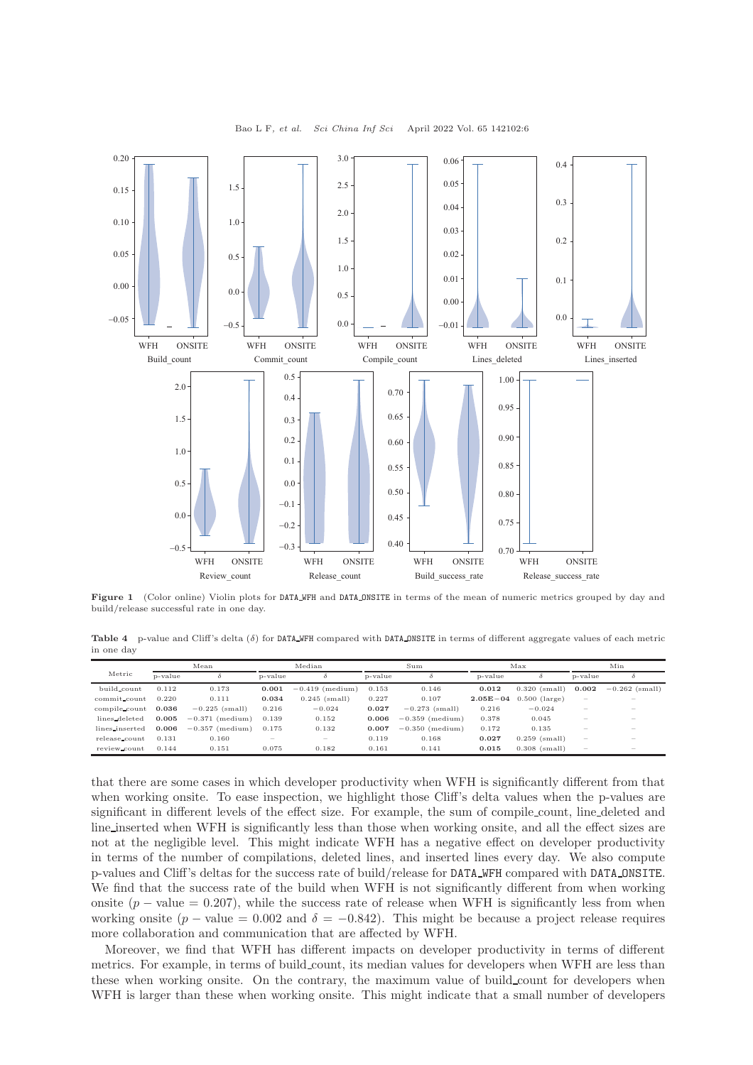**Figure 1** (Color online) Violin plots for DATA_WFH and DATA_ONSITE in terms of the mean of numeric metrics grouped by day and build/release successful rate in one day.

**Table 4** p-value and Cliff's delta ($\delta$) for DATA_WFH compared with DATA_ONSITE in terms of different aggregate values of each metric in one day

| Metric | Mean | | Median | | Sum | | Max | | Min | |
|---|---|---|---|---|---|---|---|---|---|---|
| | p-value | $\delta$ | p-value | $\delta$ | p-value | $\delta$ | p-value | $\delta$ | p-value | $\delta$ |
| build_count | 0.112 | 0.173 | **0.001** | −0.419 (medium) | 0.153 | 0.146 | **0.012** | 0.320 (small) | **0.002** | −0.262 (small) |
| commit_count | 0.220 | 0.111 | **0.034** | 0.245 (small) | 0.227 | 0.107 | **2.05E−04** | 0.500 (large) | – | – |
| compile_count | **0.036** | −0.225 (small) | 0.216 | −0.024 | **0.027** | −0.273 (small) | 0.216 | −0.024 | – | – |
| lines_deleted | **0.005** | −0.371 (medium) | 0.139 | 0.152 | **0.006** | −0.359 (medium) | 0.378 | 0.045 | – | – |
| lines_inserted | **0.006** | −0.357 (medium) | 0.175 | 0.132 | **0.007** | −0.350 (medium) | 0.172 | 0.135 | – | – |
| release_count | 0.131 | 0.160 | – | – | 0.119 | 0.168 | **0.027** | 0.259 (small) | – | – |
| review_count | 0.144 | 0.151 | 0.075 | 0.182 | 0.161 | 0.141 | **0.015** | 0.308 (small) | – | – |

that there are some cases in which developer productivity when WFH is significantly different from that when working onsite. To ease inspection, we highlight those Cliff's delta values when the p-values are significant in different levels of the effect size. For example, the sum of compile_count, line_deleted and line_inserted when WFH is significantly less than those when working onsite, and all the effect sizes are not at the negligible level. This might indicate WFH has a negative effect on developer productivity in terms of the number of compilations, deleted lines, and inserted lines every day. We also compute p-values and Cliff's deltas for the success rate of build/release for DATA_WFH compared with DATA_ONSITE. We find that the success rate of the build when WFH is not significantly different from when working onsite ($p-$ value $= 0.207$), while the success rate of release when WFH is significantly less from when working onsite ($p-$ value $= 0.002$ and $\delta = -0.842$). This might be because a project release requires more collaboration and communication that are affected by WFH.

Moreover, we find that WFH has different impacts on developer productivity in terms of different metrics. For example, in terms of build_count, its median values for developers when WFH are less than these when working onsite. On the contrary, the maximum value of build_count for developers when WFH is larger than these when working onsite. This might indicate that a small number of developers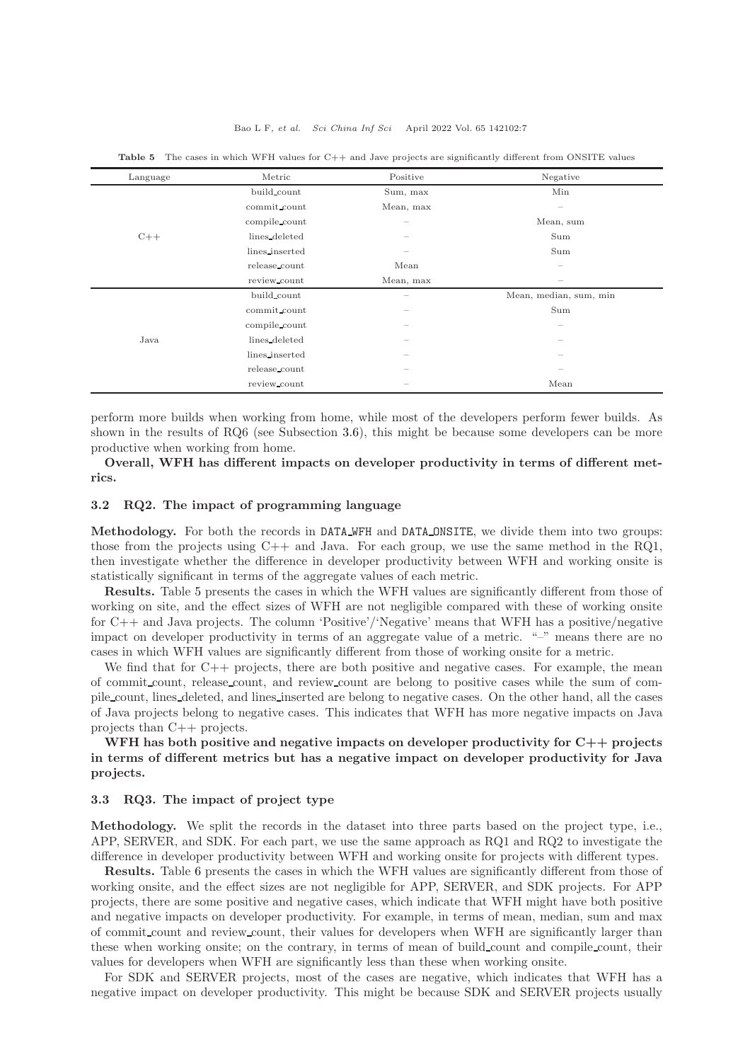**Table 5** The cases in which WFH values for C++ and Jave projects are significantly different from ONSITE values

| Language | Metric | Positive | Negative |
|---|---|---|---|
| C++ | build_count | Sum, max | Min |
| | commit_count | Mean, max | – |
| | compile_count | – | Mean, sum |
| | lines_deleted | – | Sum |
| | lines_inserted | – | Sum |
| | release_count | Mean | – |
| | review_count | Mean, max | – |
| Java | build_count | – | Mean, median, sum, min |
| | commit_count | – | Sum |
| | compile_count | – | – |
| | lines_deleted | – | – |
| | lines_inserted | – | – |
| | release_count | – | – |
| | review_count | – | Mean |

perform more builds when working from home, while most of the developers perform fewer builds. As shown in the results of RQ6 (see Subsection 3.6), this might be because some developers can be more productive when working from home.

**Overall, WFH has different impacts on developer productivity in terms of different metrics.**

### 3.2 RQ2. The impact of programming language

**Methodology.** For both the records in DATA_WFH and DATA_ONSITE, we divide them into two groups: those from the projects using C++ and Java. For each group, we use the same method in the RQ1, then investigate whether the difference in developer productivity between WFH and working onsite is statistically significant in terms of the aggregate values of each metric.

**Results.** Table 5 presents the cases in which the WFH values are significantly different from those of working on site, and the effect sizes of WFH are not negligible compared with these of working onsite for C++ and Java projects. The column 'Positive'/'Negative' means that WFH has a positive/negative impact on developer productivity in terms of an aggregate value of a metric. "–" means there are no cases in which WFH values are significantly different from those of working onsite for a metric.

We find that for C++ projects, there are both positive and negative cases. For example, the mean of commit_count, release_count, and review_count are belong to positive cases while the sum of compile_count, lines_deleted, and lines_inserted are belong to negative cases. On the other hand, all the cases of Java projects belong to negative cases. This indicates that WFH has more negative impacts on Java projects than C++ projects.

**WFH has both positive and negative impacts on developer productivity for C++ projects in terms of different metrics but has a negative impact on developer productivity for Java projects.**

### 3.3 RQ3. The impact of project type

**Methodology.** We split the records in the dataset into three parts based on the project type, i.e., APP, SERVER, and SDK. For each part, we use the same approach as RQ1 and RQ2 to investigate the difference in developer productivity between WFH and working onsite for projects with different types.

**Results.** Table 6 presents the cases in which the WFH values are significantly different from those of working onsite, and the effect sizes are not negligible for APP, SERVER, and SDK projects. For APP projects, there are some positive and negative cases, which indicate that WFH might have both positive and negative impacts on developer productivity. For example, in terms of mean, median, sum and max of commit_count and review_count, their values for developers when WFH are significantly larger than these when working onsite; on the contrary, in terms of mean of build_count and compile_count, their values for developers when WFH are significantly less than these when working onsite.

For SDK and SERVER projects, most of the cases are negative, which indicates that WFH has a negative impact on developer productivity. This might be because SDK and SERVER projects usually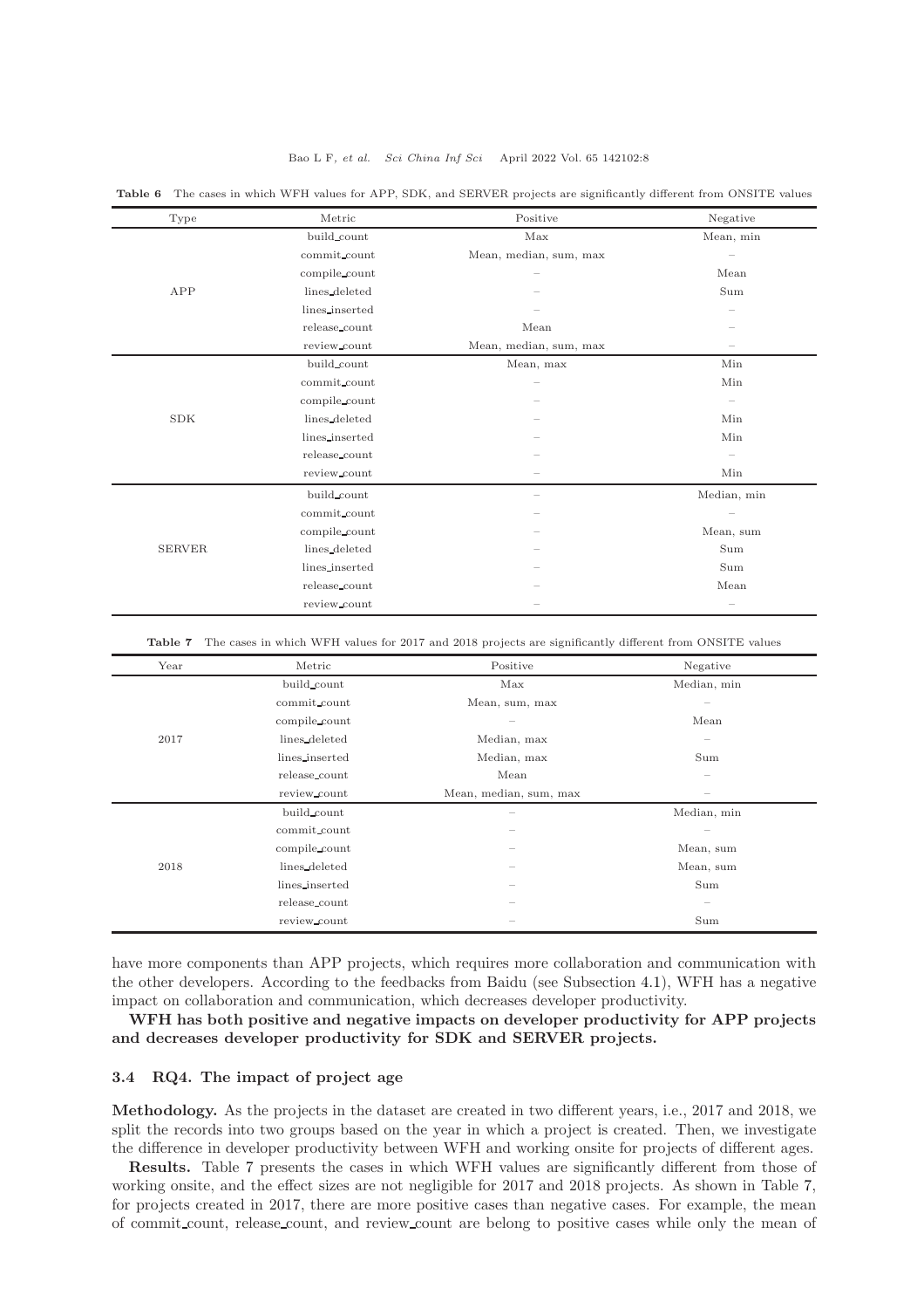**Table 6** The cases in which WFH values for APP, SDK, and SERVER projects are significantly different from ONSITE values

| Type | Metric | Positive | Negative |
|---|---|---|---|
| APP | build_count | Max | Mean, min |
| | commit_count | Mean, median, sum, max | – |
| | compile_count | – | Mean |
| | lines_deleted | – | Sum |
| | lines_inserted | – | – |
| | release_count | Mean | – |
| | review_count | Mean, median, sum, max | – |
| SDK | build_count | Mean, max | Min |
| | commit_count | – | Min |
| | compile_count | – | – |
| | lines_deleted | – | Min |
| | lines_inserted | – | Min |
| | release_count | – | – |
| | review_count | – | Min |
| SERVER | build_count | – | Median, min |
| | commit_count | – | – |
| | compile_count | – | Mean, sum |
| | lines_deleted | – | Sum |
| | lines_inserted | – | Sum |
| | release_count | – | Mean |
| | review_count | – | – |

**Table 7** The cases in which WFH values for 2017 and 2018 projects are significantly different from ONSITE values

| Year | Metric | Positive | Negative |
|---|---|---|---|
| 2017 | build_count | Max | Median, min |
| | commit_count | Mean, sum, max | – |
| | compile_count | – | Mean |
| | lines_deleted | Median, max | – |
| | lines_inserted | Median, max | Sum |
| | release_count | Mean | – |
| | review_count | Mean, median, sum, max | – |
| 2018 | build_count | – | Median, min |
| | commit_count | – | – |
| | compile_count | – | Mean, sum |
| | lines_deleted | – | Mean, sum |
| | lines_inserted | – | Sum |
| | release_count | – | – |
| | review_count | – | Sum |

have more components than APP projects, which requires more collaboration and communication with the other developers. According to the feedbacks from Baidu (see Subsection 4.1), WFH has a negative impact on collaboration and communication, which decreases developer productivity.

**WFH has both positive and negative impacts on developer productivity for APP projects and decreases developer productivity for SDK and SERVER projects.**

### 3.4 RQ4. The impact of project age

**Methodology.** As the projects in the dataset are created in two different years, i.e., 2017 and 2018, we split the records into two groups based on the year in which a project is created. Then, we investigate the difference in developer productivity between WFH and working onsite for projects of different ages.

**Results.** Table 7 presents the cases in which WFH values are significantly different from those of working onsite, and the effect sizes are not negligible for 2017 and 2018 projects. As shown in Table 7, for projects created in 2017, there are more positive cases than negative cases. For example, the mean of commit_count, release_count, and review_count are belong to positive cases while only the mean of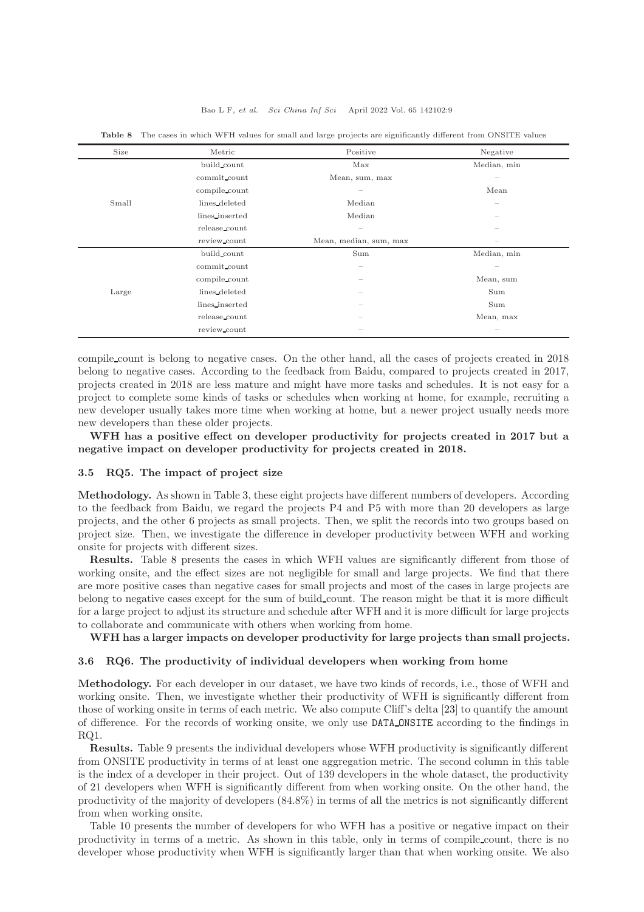**Table 8** The cases in which WFH values for small and large projects are significantly different from ONSITE values

| Size | Metric | Positive | Negative |
|---|---|---|---|
| Small | build_count | Max | Median, min |
| | commit_count | Mean, sum, max | – |
| | compile_count | – | Mean |
| | lines_deleted | Median | – |
| | lines_inserted | Median | – |
| | release_count | – | – |
| | review_count | Mean, median, sum, max | – |
| Large | build_count | Sum | Median, min |
| | commit_count | – | – |
| | compile_count | – | Mean, sum |
| | lines_deleted | – | Sum |
| | lines_inserted | – | Sum |
| | release_count | – | Mean, max |
| | review_count | – | – |

compile_count is belong to negative cases. On the other hand, all the cases of projects created in 2018 belong to negative cases. According to the feedback from Baidu, compared to projects created in 2017, projects created in 2018 are less mature and might have more tasks and schedules. It is not easy for a project to complete some kinds of tasks or schedules when working at home, for example, recruiting a new developer usually takes more time when working at home, but a newer project usually needs more new developers than these older projects.

**WFH has a positive effect on developer productivity for projects created in 2017 but a negative impact on developer productivity for projects created in 2018.**

### 3.5 RQ5. The impact of project size

**Methodology.** As shown in Table 3, these eight projects have different numbers of developers. According to the feedback from Baidu, we regard the projects P4 and P5 with more than 20 developers as large projects, and the other 6 projects as small projects. Then, we split the records into two groups based on project size. Then, we investigate the difference in developer productivity between WFH and working onsite for projects with different sizes.

**Results.** Table 8 presents the cases in which WFH values are significantly different from those of working onsite, and the effect sizes are not negligible for small and large projects. We find that there are more positive cases than negative cases for small projects and most of the cases in large projects are belong to negative cases except for the sum of build_count. The reason might be that it is more difficult for a large project to adjust its structure and schedule after WFH and it is more difficult for large projects to collaborate and communicate with others when working from home.

**WFH has a larger impacts on developer productivity for large projects than small projects.**

### 3.6 RQ6. The productivity of individual developers when working from home

**Methodology.** For each developer in our dataset, we have two kinds of records, i.e., those of WFH and working onsite. Then, we investigate whether their productivity of WFH is significantly different from those of working onsite in terms of each metric. We also compute Cliff's delta [23] to quantify the amount of difference. For the records of working onsite, we only use `DATA_ONSITE` according to the findings in RQ1.

**Results.** Table 9 presents the individual developers whose WFH productivity is significantly different from ONSITE productivity in terms of at least one aggregation metric. The second column in this table is the index of a developer in their project. Out of 139 developers in the whole dataset, the productivity of 21 developers when WFH is significantly different from when working onsite. On the other hand, the productivity of the majority of developers (84.8%) in terms of all the metrics is not significantly different from when working onsite.

Table 10 presents the number of developers for who WFH has a positive or negative impact on their productivity in terms of a metric. As shown in this table, only in terms of compile_count, there is no developer whose productivity when WFH is significantly larger than that when working onsite. We also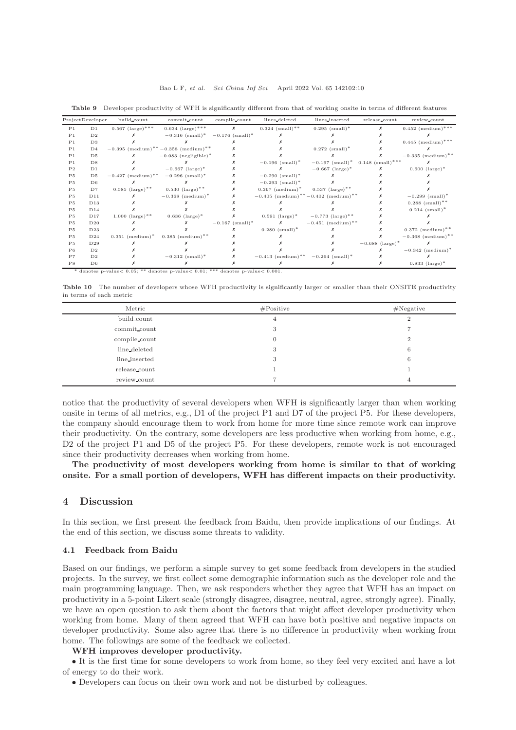**Table 9** Developer productivity of WFH is significantly different from that of working onsite in terms of different features

| Project | Developer | build_count | commit_count | compile_count | lines_deleted | lines_inserted | release_count | review_count |
|---|---|---|---|---|---|---|---|---|
| P1 | D1 | 0.567 (large)*** | 0.634 (large)*** | ✗ | 0.324 (small)** | 0.295 (small)* | ✗ | 0.452 (medium)*** |
| P1 | D2 | ✗ | −0.316 (small)* | −0.176 (small)* | ✗ | ✗ | ✗ | ✗ |
| P1 | D3 | ✗ | ✗ | ✗ | ✗ | ✗ | ✗ | 0.445 (medium)*** |
| P1 | D4 | −0.395 (medium)** | −0.358 (medium)** | ✗ | ✗ | 0.272 (small)* | ✗ | ✗ |
| P1 | D5 | ✗ | −0.083 (negligible)* | ✗ | ✗ | ✗ | ✗ | −0.335 (medium)** |
| P1 | D8 | ✗ | ✗ | ✗ | −0.196 (small)* | −0.197 (small)* | 0.148 (small)*** | ✗ |
| P2 | D1 | ✗ | −0.667 (large)* | ✗ | ✗ | −0.667 (large)* | ✗ | 0.600 (large)* |
| P5 | D5 | −0.427 (medium)** | −0.296 (small)* | ✗ | −0.290 (small)* | ✗ | ✗ | ✗ |
| P5 | D6 | ✗ | ✗ | ✗ | −0.293 (small)* | ✗ | ✗ | ✗ |
| P5 | D7 | 0.585 (large)** | 0.530 (large)** | ✗ | 0.367 (medium)* | 0.537 (large)** | ✗ | ✗ |
| P5 | D11 | ✗ | −0.368 (medium)* | ✗ | −0.405 (medium)** | −0.402 (medium)** | ✗ | −0.299 (small)* |
| P5 | D13 | ✗ | ✗ | ✗ | ✗ | ✗ | ✗ | 0.288 (small)** |
| P5 | D14 | ✗ | ✗ | ✗ | ✗ | ✗ | ✗ | 0.214 (small)* |
| P5 | D17 | 1.000 (large)** | 0.636 (large)* | ✗ | 0.591 (large)* | −0.773 (large)** | ✗ | ✗ |
| P5 | D20 | ✗ | ✗ | −0.167 (small)* | ✗ | −0.451 (medium)** | ✗ | ✗ |
| P5 | D23 | ✗ | ✗ | ✗ | 0.280 (small)* | ✗ | ✗ | 0.372 (medium)** |
| P5 | D24 | 0.351 (medium)* | 0.385 (medium)** | ✗ | ✗ | ✗ | ✗ | −0.368 (medium)** |
| P5 | D29 | ✗ | ✗ | ✗ | ✗ | ✗ | −0.688 (large)* | ✗ |
| P6 | D2 | ✗ | ✗ | ✗ | ✗ | ✗ | ✗ | −0.342 (medium)* |
| P7 | D2 | ✗ | −0.312 (small)* | ✗ | −0.413 (medium)** | −0.264 (small)* | ✗ | ✗ |
| P8 | D6 | ✗ | ✗ | ✗ | ✗ | ✗ | ✗ | 0.833 (large)* |

\* denotes p-value< 0.05; ** denotes p-value< 0.01; *** denotes p-value< 0.001.

**Table 10** The number of developers whose WFH productivity is significantly larger or smaller than their ONSITE productivity in terms of each metric

| Metric | #Positive | #Negative |
|---|---|---|
| build_count | 4 | 2 |
| commit_count | 3 | 7 |
| compile_count | 0 | 2 |
| line_deleted | 3 | 6 |
| line_inserted | 3 | 6 |
| release_count | 1 | 1 |
| review_count | 7 | 4 |

notice that the productivity of several developers when WFH is significantly larger than when working onsite in terms of all metrics, e.g., D1 of the project P1 and D7 of the project P5. For these developers, the company should encourage them to work from home for more time since remote work can improve their productivity. On the contrary, some developers are less productive when working from home, e.g., D2 of the project P1 and D5 of the project P5. For these developers, remote work is not encouraged since their productivity decreases when working from home.

**The productivity of most developers working from home is similar to that of working onsite. For a small portion of developers, WFH has different impacts on their productivity.**

## 4 Discussion

In this section, we first present the feedback from Baidu, then provide implications of our findings. At the end of this section, we discuss some threats to validity.

### 4.1 Feedback from Baidu

Based on our findings, we perform a simple survey to get some feedback from developers in the studied projects. In the survey, we first collect some demographic information such as the developer role and the main programming language. Then, we ask responders whether they agree that WFH has an impact on productivity in a 5-point Likert scale (strongly disagree, disagree, neutral, agree, strongly agree). Finally, we have an open question to ask them about the factors that might affect developer productivity when working from home. Many of them agreed that WFH can have both positive and negative impacts on developer productivity. Some also agree that there is no difference in productivity when working from home. The followings are some of the feedback we collected.

**WFH improves developer productivity.**

- It is the first time for some developers to work from home, so they feel very excited and have a lot of energy to do their work.
- Developers can focus on their own work and not be disturbed by colleagues.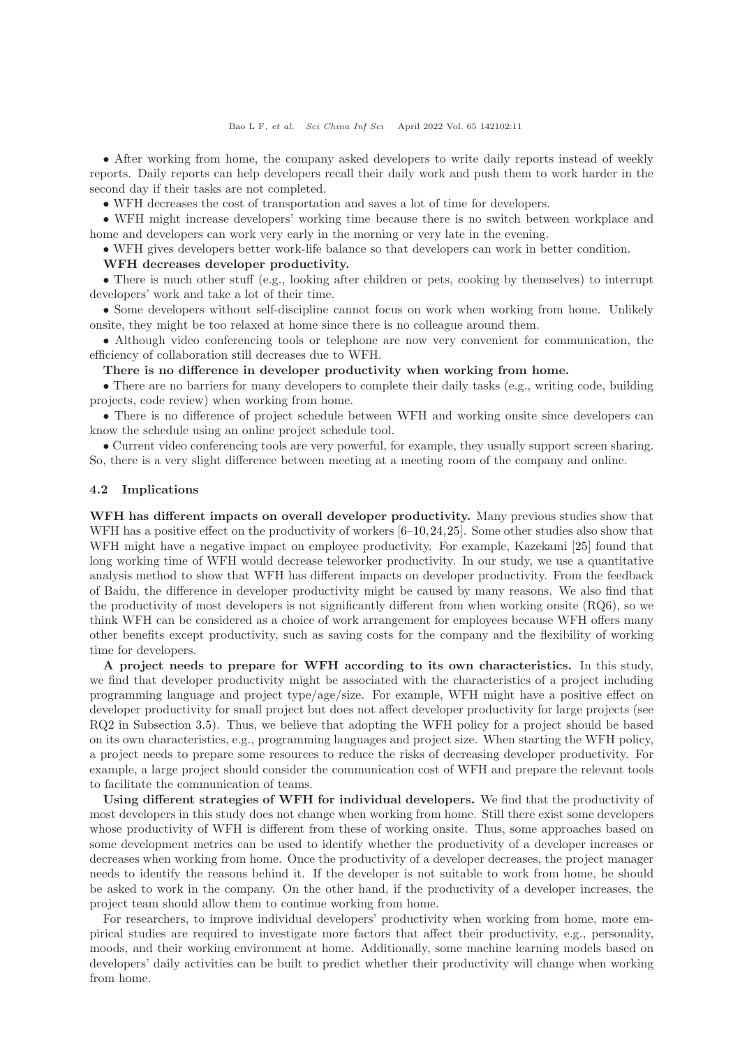• After working from home, the company asked developers to write daily reports instead of weekly reports. Daily reports can help developers recall their daily work and push them to work harder in the second day if their tasks are not completed.

• WFH decreases the cost of transportation and saves a lot of time for developers.

• WFH might increase developers' working time because there is no switch between workplace and home and developers can work very early in the morning or very late in the evening.

• WFH gives developers better work-life balance so that developers can work in better condition.

**WFH decreases developer productivity.**

• There is much other stuff (e.g., looking after children or pets, cooking by themselves) to interrupt developers' work and take a lot of their time.

• Some developers without self-discipline cannot focus on work when working from home. Unlikely onsite, they might be too relaxed at home since there is no colleague around them.

• Although video conferencing tools or telephone are now very convenient for communication, the efficiency of collaboration still decreases due to WFH.

**There is no difference in developer productivity when working from home.**

• There are no barriers for many developers to complete their daily tasks (e.g., writing code, building projects, code review) when working from home.

• There is no difference of project schedule between WFH and working onsite since developers can know the schedule using an online project schedule tool.

• Current video conferencing tools are very powerful, for example, they usually support screen sharing. So, there is a very slight difference between meeting at a meeting room of the company and online.

### 4.2 Implications

**WFH has different impacts on overall developer productivity.** Many previous studies show that WFH has a positive effect on the productivity of workers [6–10,24,25]. Some other studies also show that WFH might have a negative impact on employee productivity. For example, Kazekami [25] found that long working time of WFH would decrease teleworker productivity. In our study, we use a quantitative analysis method to show that WFH has different impacts on developer productivity. From the feedback of Baidu, the difference in developer productivity might be caused by many reasons. We also find that the productivity of most developers is not significantly different from when working onsite (RQ6), so we think WFH can be considered as a choice of work arrangement for employees because WFH offers many other benefits except productivity, such as saving costs for the company and the flexibility of working time for developers.

**A project needs to prepare for WFH according to its own characteristics.** In this study, we find that developer productivity might be associated with the characteristics of a project including programming language and project type/age/size. For example, WFH might have a positive effect on developer productivity for small project but does not affect developer productivity for large projects (see RQ2 in Subsection 3.5). Thus, we believe that adopting the WFH policy for a project should be based on its own characteristics, e.g., programming languages and project size. When starting the WFH policy, a project needs to prepare some resources to reduce the risks of decreasing developer productivity. For example, a large project should consider the communication cost of WFH and prepare the relevant tools to facilitate the communication of teams.

**Using different strategies of WFH for individual developers.** We find that the productivity of most developers in this study does not change when working from home. Still there exist some developers whose productivity of WFH is different from these of working onsite. Thus, some approaches based on some development metrics can be used to identify whether the productivity of a developer increases or decreases when working from home. Once the productivity of a developer decreases, the project manager needs to identify the reasons behind it. If the developer is not suitable to work from home, he should be asked to work in the company. On the other hand, if the productivity of a developer increases, the project team should allow them to continue working from home.

For researchers, to improve individual developers' productivity when working from home, more empirical studies are required to investigate more factors that affect their productivity, e.g., personality, moods, and their working environment at home. Additionally, some machine learning models based on developers' daily activities can be built to predict whether their productivity will change when working from home.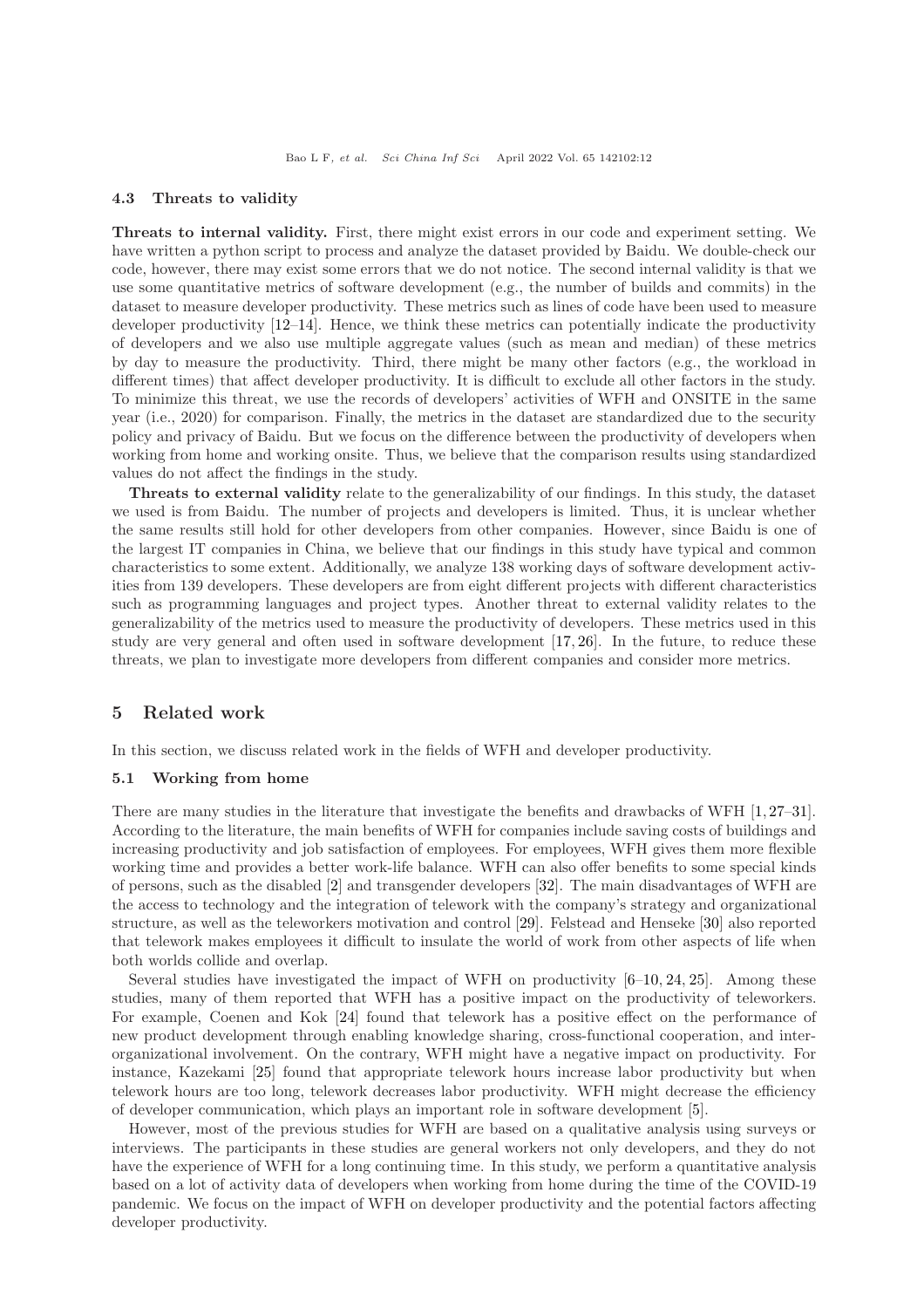### 4.3 Threats to validity

**Threats to internal validity.** First, there might exist errors in our code and experiment setting. We have written a python script to process and analyze the dataset provided by Baidu. We double-check our code, however, there may exist some errors that we do not notice. The second internal validity is that we use some quantitative metrics of software development (e.g., the number of builds and commits) in the dataset to measure developer productivity. These metrics such as lines of code have been used to measure developer productivity [12–14]. Hence, we think these metrics can potentially indicate the productivity of developers and we also use multiple aggregate values (such as mean and median) of these metrics by day to measure the productivity. Third, there might be many other factors (e.g., the workload in different times) that affect developer productivity. It is difficult to exclude all other factors in the study. To minimize this threat, we use the records of developers' activities of WFH and ONSITE in the same year (i.e., 2020) for comparison. Finally, the metrics in the dataset are standardized due to the security policy and privacy of Baidu. But we focus on the difference between the productivity of developers when working from home and working onsite. Thus, we believe that the comparison results using standardized values do not affect the findings in the study.

**Threats to external validity** relate to the generalizability of our findings. In this study, the dataset we used is from Baidu. The number of projects and developers is limited. Thus, it is unclear whether the same results still hold for other developers from other companies. However, since Baidu is one of the largest IT companies in China, we believe that our findings in this study have typical and common characteristics to some extent. Additionally, we analyze 138 working days of software development activities from 139 developers. These developers are from eight different projects with different characteristics such as programming languages and project types. Another threat to external validity relates to the generalizability of the metrics used to measure the productivity of developers. These metrics used in this study are very general and often used in software development [17, 26]. In the future, to reduce these threats, we plan to investigate more developers from different companies and consider more metrics.

## 5 Related work

In this section, we discuss related work in the fields of WFH and developer productivity.

### 5.1 Working from home

There are many studies in the literature that investigate the benefits and drawbacks of WFH [1, 27–31]. According to the literature, the main benefits of WFH for companies include saving costs of buildings and increasing productivity and job satisfaction of employees. For employees, WFH gives them more flexible working time and provides a better work-life balance. WFH can also offer benefits to some special kinds of persons, such as the disabled [2] and transgender developers [32]. The main disadvantages of WFH are the access to technology and the integration of telework with the company's strategy and organizational structure, as well as the teleworkers motivation and control [29]. Felstead and Henseke [30] also reported that telework makes employees it difficult to insulate the world of work from other aspects of life when both worlds collide and overlap.

Several studies have investigated the impact of WFH on productivity [6–10, 24, 25]. Among these studies, many of them reported that WFH has a positive impact on the productivity of teleworkers. For example, Coenen and Kok [24] found that telework has a positive effect on the performance of new product development through enabling knowledge sharing, cross-functional cooperation, and inter-organizational involvement. On the contrary, WFH might have a negative impact on productivity. For instance, Kazekami [25] found that appropriate telework hours increase labor productivity but when telework hours are too long, telework decreases labor productivity. WFH might decrease the efficiency of developer communication, which plays an important role in software development [5].

However, most of the previous studies for WFH are based on a qualitative analysis using surveys or interviews. The participants in these studies are general workers not only developers, and they do not have the experience of WFH for a long continuing time. In this study, we perform a quantitative analysis based on a lot of activity data of developers when working from home during the time of the COVID-19 pandemic. We focus on the impact of WFH on developer productivity and the potential factors affecting developer productivity.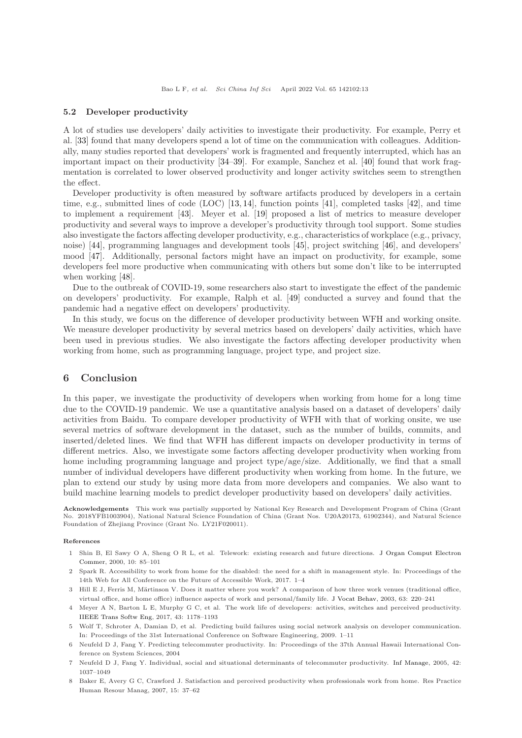### 5.2 Developer productivity

A lot of studies use developers' daily activities to investigate their productivity. For example, Perry et al. [33] found that many developers spend a lot of time on the communication with colleagues. Additionally, many studies reported that developers' work is fragmented and frequently interrupted, which has an important impact on their productivity [34–39]. For example, Sanchez et al. [40] found that work fragmentation is correlated to lower observed productivity and longer activity switches seem to strengthen the effect.

Developer productivity is often measured by software artifacts produced by developers in a certain time, e.g., submitted lines of code (LOC) [13, 14], function points [41], completed tasks [42], and time to implement a requirement [43]. Meyer et al. [19] proposed a list of metrics to measure developer productivity and several ways to improve a developer's productivity through tool support. Some studies also investigate the factors affecting developer productivity, e.g., characteristics of workplace (e.g., privacy, noise) [44], programming languages and development tools [45], project switching [46], and developers' mood [47]. Additionally, personal factors might have an impact on productivity, for example, some developers feel more productive when communicating with others but some don't like to be interrupted when working [48].

Due to the outbreak of COVID-19, some researchers also start to investigate the effect of the pandemic on developers' productivity. For example, Ralph et al. [49] conducted a survey and found that the pandemic had a negative effect on developers' productivity.

In this study, we focus on the difference of developer productivity between WFH and working onsite. We measure developer productivity by several metrics based on developers' daily activities, which have been used in previous studies. We also investigate the factors affecting developer productivity when working from home, such as programming language, project type, and project size.

## 6 Conclusion

In this paper, we investigate the productivity of developers when working from home for a long time due to the COVID-19 pandemic. We use a quantitative analysis based on a dataset of developers' daily activities from Baidu. To compare developer productivity of WFH with that of working onsite, we use several metrics of software development in the dataset, such as the number of builds, commits, and inserted/deleted lines. We find that WFH has different impacts on developer productivity in terms of different metrics. Also, we investigate some factors affecting developer productivity when working from home including programming language and project type/age/size. Additionally, we find that a small number of individual developers have different productivity when working from home. In the future, we plan to extend our study by using more data from more developers and companies. We also want to build machine learning models to predict developer productivity based on developers' daily activities.

**Acknowledgements** This work was partially supported by National Key Research and Development Program of China (Grant No. 2018YFB1003904), National Natural Science Foundation of China (Grant Nos. U20A20173, 61902344), and Natural Science Foundation of Zhejiang Province (Grant No. LY21F020011).

**References**

1. Shin B, El Sawy O A, Sheng O R L, et al. Telework: existing research and future directions. J Organ Comput Electron Commer, 2000, 10: 85–101
2. Spark R. Accessibility to work from home for the disabled: the need for a shift in management style. In: Proceedings of the 14th Web for All Conference on the Future of Accessible Work, 2017. 1–4
3. Hill E J, Ferris M, Märtinson V. Does it matter where you work? A comparison of how three work venues (traditional office, virtual office, and home office) influence aspects of work and personal/family life. J Vocat Behav, 2003, 63: 220–241
4. Meyer A N, Barton L E, Murphy G C, et al. The work life of developers: activities, switches and perceived productivity. IIEEE Trans Softw Eng, 2017, 43: 1178–1193
5. Wolf T, Schroter A, Damian D, et al. Predicting build failures using social network analysis on developer communication. In: Proceedings of the 31st International Conference on Software Engineering, 2009. 1–11
6. Neufeld D J, Fang Y. Predicting telecommuter productivity. In: Proceedings of the 37th Annual Hawaii International Conference on System Sciences, 2004
7. Neufeld D J, Fang Y. Individual, social and situational determinants of telecommuter productivity. Inf Manage, 2005, 42: 1037–1049
8. Baker E, Avery G C, Crawford J. Satisfaction and perceived productivity when professionals work from home. Res Practice Human Resour Manag, 2007, 15: 37–62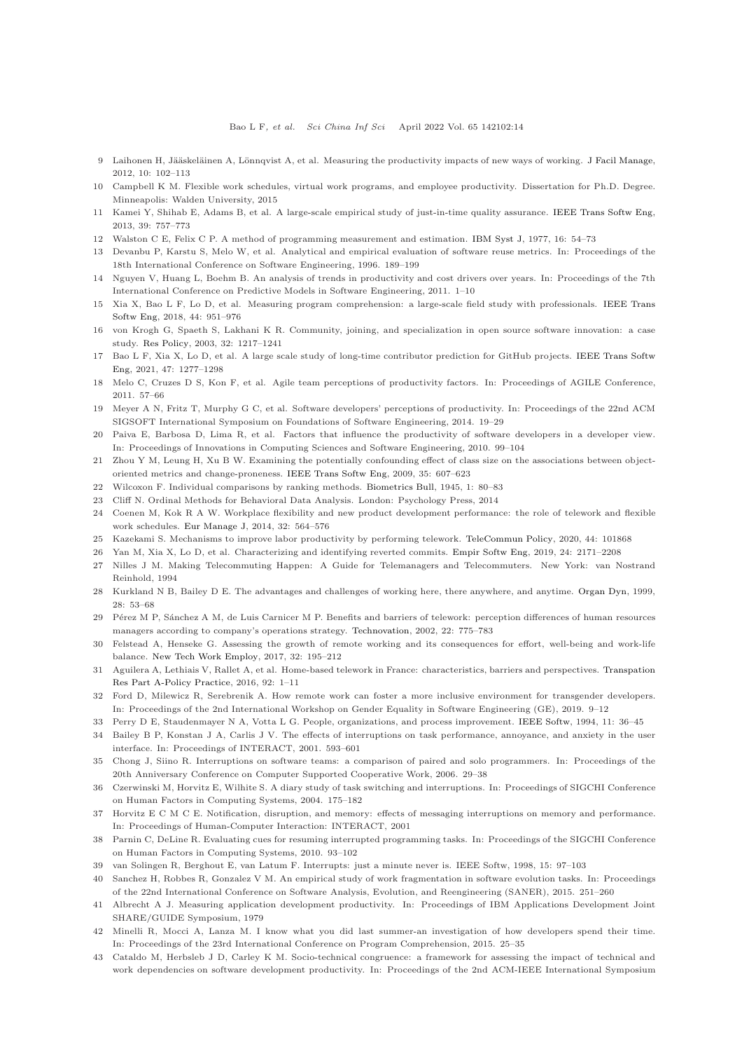9 Laihonen H, Jääskeläinen A, Lönnqvist A, et al. Measuring the productivity impacts of new ways of working. J Facil Manage, 2012, 10: 102–113

10 Campbell K M. Flexible work schedules, virtual work programs, and employee productivity. Dissertation for Ph.D. Degree. Minneapolis: Walden University, 2015

11 Kamei Y, Shihab E, Adams B, et al. A large-scale empirical study of just-in-time quality assurance. IEEE Trans Softw Eng, 2013, 39: 757–773

12 Walston C E, Felix C P. A method of programming measurement and estimation. IBM Syst J, 1977, 16: 54–73

13 Devanbu P, Karstu S, Melo W, et al. Analytical and empirical evaluation of software reuse metrics. In: Proceedings of the 18th International Conference on Software Engineering, 1996. 189–199

14 Nguyen V, Huang L, Boehm B. An analysis of trends in productivity and cost drivers over years. In: Proceedings of the 7th International Conference on Predictive Models in Software Engineering, 2011. 1–10

15 Xia X, Bao L F, Lo D, et al. Measuring program comprehension: a large-scale field study with professionals. IEEE Trans Softw Eng, 2018, 44: 951–976

16 von Krogh G, Spaeth S, Lakhani K R. Community, joining, and specialization in open source software innovation: a case study. Res Policy, 2003, 32: 1217–1241

17 Bao L F, Xia X, Lo D, et al. A large scale study of long-time contributor prediction for GitHub projects. IEEE Trans Softw Eng, 2021, 47: 1277–1298

18 Melo C, Cruzes D S, Kon F, et al. Agile team perceptions of productivity factors. In: Proceedings of AGILE Conference, 2011. 57–66

19 Meyer A N, Fritz T, Murphy G C, et al. Software developers' perceptions of productivity. In: Proceedings of the 22nd ACM SIGSOFT International Symposium on Foundations of Software Engineering, 2014. 19–29

20 Paiva E, Barbosa D, Lima R, et al. Factors that influence the productivity of software developers in a developer view. In: Proceedings of Innovations in Computing Sciences and Software Engineering, 2010. 99–104

21 Zhou Y M, Leung H, Xu B W. Examining the potentially confounding effect of class size on the associations between object-oriented metrics and change-proneness. IEEE Trans Softw Eng, 2009, 35: 607–623

22 Wilcoxon F. Individual comparisons by ranking methods. Biometrics Bull, 1945, 1: 80–83

23 Cliff N. Ordinal Methods for Behavioral Data Analysis. London: Psychology Press, 2014

24 Coenen M, Kok R A W. Workplace flexibility and new product development performance: the role of telework and flexible work schedules. Eur Manage J, 2014, 32: 564–576

25 Kazekami S. Mechanisms to improve labor productivity by performing telework. TeleCommun Policy, 2020, 44: 101868

26 Yan M, Xia X, Lo D, et al. Characterizing and identifying reverted commits. Empir Softw Eng, 2019, 24: 2171–2208

27 Nilles J M. Making Telecommuting Happen: A Guide for Telemanagers and Telecommuters. New York: van Nostrand Reinhold, 1994

28 Kurkland N B, Bailey D E. The advantages and challenges of working here, there anywhere, and anytime. Organ Dyn, 1999, 28: 53–68

29 Pérez M P, Sánchez A M, de Luis Carnicer M P. Benefits and barriers of telework: perception differences of human resources managers according to company's operations strategy. Technovation, 2002, 22: 775–783

30 Felstead A, Henseke G. Assessing the growth of remote working and its consequences for effort, well-being and work-life balance. New Tech Work Employ, 2017, 32: 195–212

31 Aguilera A, Lethiais V, Rallet A, et al. Home-based telework in France: characteristics, barriers and perspectives. Transpation Res Part A-Policy Practice, 2016, 92: 1–11

32 Ford D, Milewicz R, Serebrenik A. How remote work can foster a more inclusive environment for transgender developers. In: Proceedings of the 2nd International Workshop on Gender Equality in Software Engineering (GE), 2019. 9–12

33 Perry D E, Staudenmayer N A, Votta L G. People, organizations, and process improvement. IEEE Softw, 1994, 11: 36–45

34 Bailey B P, Konstan J A, Carlis J V. The effects of interruptions on task performance, annoyance, and anxiety in the user interface. In: Proceedings of INTERACT, 2001. 593–601

35 Chong J, Siino R. Interruptions on software teams: a comparison of paired and solo programmers. In: Proceedings of the 20th Anniversary Conference on Computer Supported Cooperative Work, 2006. 29–38

36 Czerwinski M, Horvitz E, Wilhite S. A diary study of task switching and interruptions. In: Proceedings of SIGCHI Conference on Human Factors in Computing Systems, 2004. 175–182

37 Horvitz E C M C E. Notification, disruption, and memory: effects of messaging interruptions on memory and performance. In: Proceedings of Human-Computer Interaction: INTERACT, 2001

38 Parnin C, DeLine R. Evaluating cues for resuming interrupted programming tasks. In: Proceedings of the SIGCHI Conference on Human Factors in Computing Systems, 2010. 93–102

39 van Solingen R, Berghout E, van Latum F. Interrupts: just a minute never is. IEEE Softw, 1998, 15: 97–103

40 Sanchez H, Robbes R, Gonzalez V M. An empirical study of work fragmentation in software evolution tasks. In: Proceedings of the 22nd International Conference on Software Analysis, Evolution, and Reengineering (SANER), 2015. 251–260

41 Albrecht A J. Measuring application development productivity. In: Proceedings of IBM Applications Development Joint SHARE/GUIDE Symposium, 1979

42 Minelli R, Mocci A, Lanza M. I know what you did last summer-an investigation of how developers spend their time. In: Proceedings of the 23rd International Conference on Program Comprehension, 2015. 25–35

43 Cataldo M, Herbsleb J D, Carley K M. Socio-technical congruence: a framework for assessing the impact of technical and work dependencies on software development productivity. In: Proceedings of the 2nd ACM-IEEE International Symposium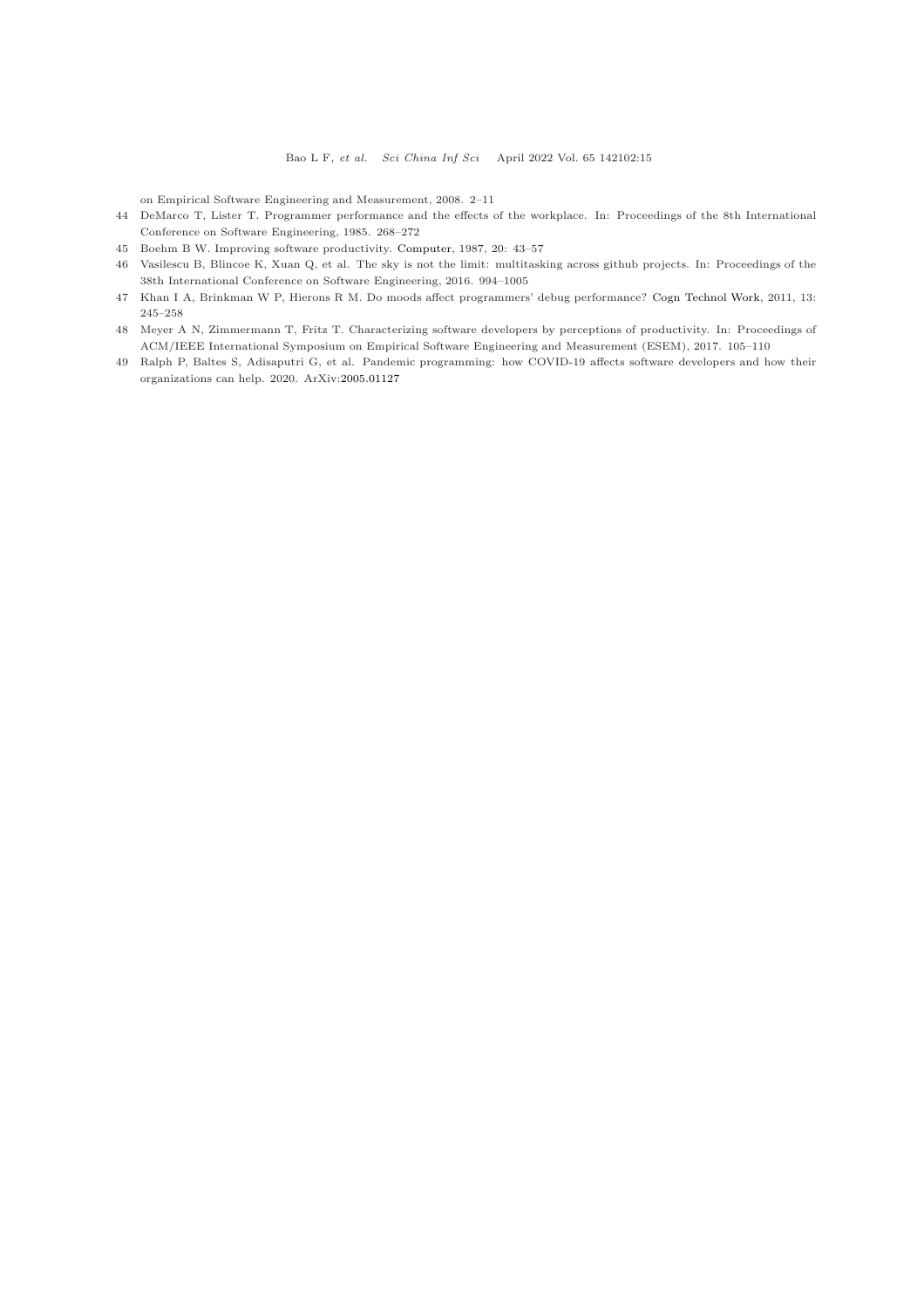on Empirical Software Engineering and Measurement, 2008. 2–11

44 DeMarco T, Lister T. Programmer performance and the effects of the workplace. In: Proceedings of the 8th International Conference on Software Engineering, 1985. 268–272

45 Boehm B W. Improving software productivity. Computer, 1987, 20: 43–57

46 Vasilescu B, Blincoe K, Xuan Q, et al. The sky is not the limit: multitasking across github projects. In: Proceedings of the 38th International Conference on Software Engineering, 2016. 994–1005

47 Khan I A, Brinkman W P, Hierons R M. Do moods affect programmers' debug performance? Cogn Technol Work, 2011, 13: 245–258

48 Meyer A N, Zimmermann T, Fritz T. Characterizing software developers by perceptions of productivity. In: Proceedings of ACM/IEEE International Symposium on Empirical Software Engineering and Measurement (ESEM), 2017. 105–110

49 Ralph P, Baltes S, Adisaputri G, et al. Pandemic programming: how COVID-19 affects software developers and how their organizations can help. 2020. ArXiv:2005.01127